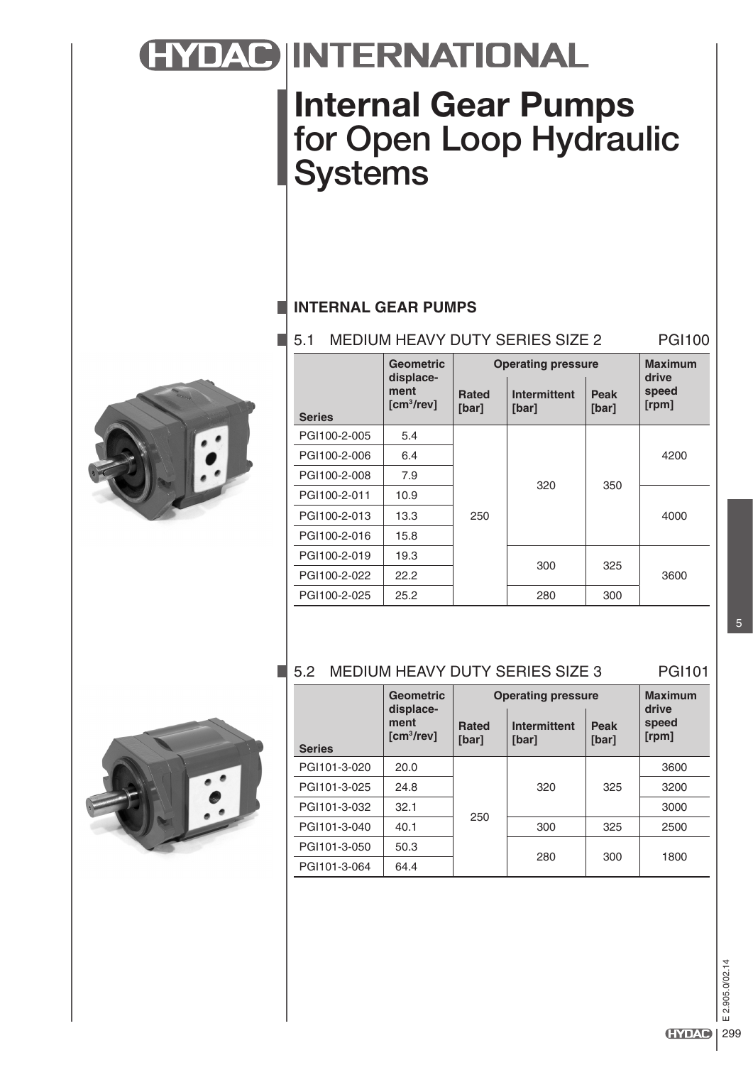# HYDAC INTERNATIONAL

# Internal Gear Pumps for Open Loop Hydraulic Systems

## INTERNAL GEAR PUMPS

### 5.1 MEDIUM HEAVY DUTY SERIES SIZE 2 PGI100

| Series | Geometric displacement [cm³/rev] | Operating pressure | | | Maximum drive speed [rpm] |
|---|---|---|---|---|---|
| | | Rated [bar] | Intermittent [bar] | Peak [bar] | |
| PGI100-2-005 | 5.4 | 250 | 320 | 350 | 4200 |
| PGI100-2-006 | 6.4 | 250 | 320 | 350 | 4200 |
| PGI100-2-008 | 7.9 | 250 | 320 | 350 | 4200 |
| PGI100-2-011 | 10.9 | 250 | 320 | 350 | 4000 |
| PGI100-2-013 | 13.3 | 250 | 320 | 350 | 4000 |
| PGI100-2-016 | 15.8 | 250 | 320 | 350 | 4000 |
| PGI100-2-019 | 19.3 | 250 | 300 | 325 | 3600 |
| PGI100-2-022 | 22.2 | 250 | 300 | 325 | 3600 |
| PGI100-2-025 | 25.2 | 250 | 280 | 300 | 3600 |

### 5.2 MEDIUM HEAVY DUTY SERIES SIZE 3 PGI101

| Series | Geometric displacement [cm³/rev] | Operating pressure | | | Maximum drive speed [rpm] |
|---|---|---|---|---|---|
| | | Rated [bar] | Intermittent [bar] | Peak [bar] | |
| PGI101-3-020 | 20.0 | 250 | 320 | 325 | 3600 |
| PGI101-3-025 | 24.8 | 250 | 320 | 325 | 3200 |
| PGI101-3-032 | 32.1 | 250 | 320 | 325 | 3000 |
| PGI101-3-040 | 40.1 | 250 | 300 | 325 | 2500 |
| PGI101-3-050 | 50.3 | 250 | 280 | 300 | 1800 |
| PGI101-3-064 | 64.4 | 250 | 280 | 300 | 1800 |

E 2.905.0/02.14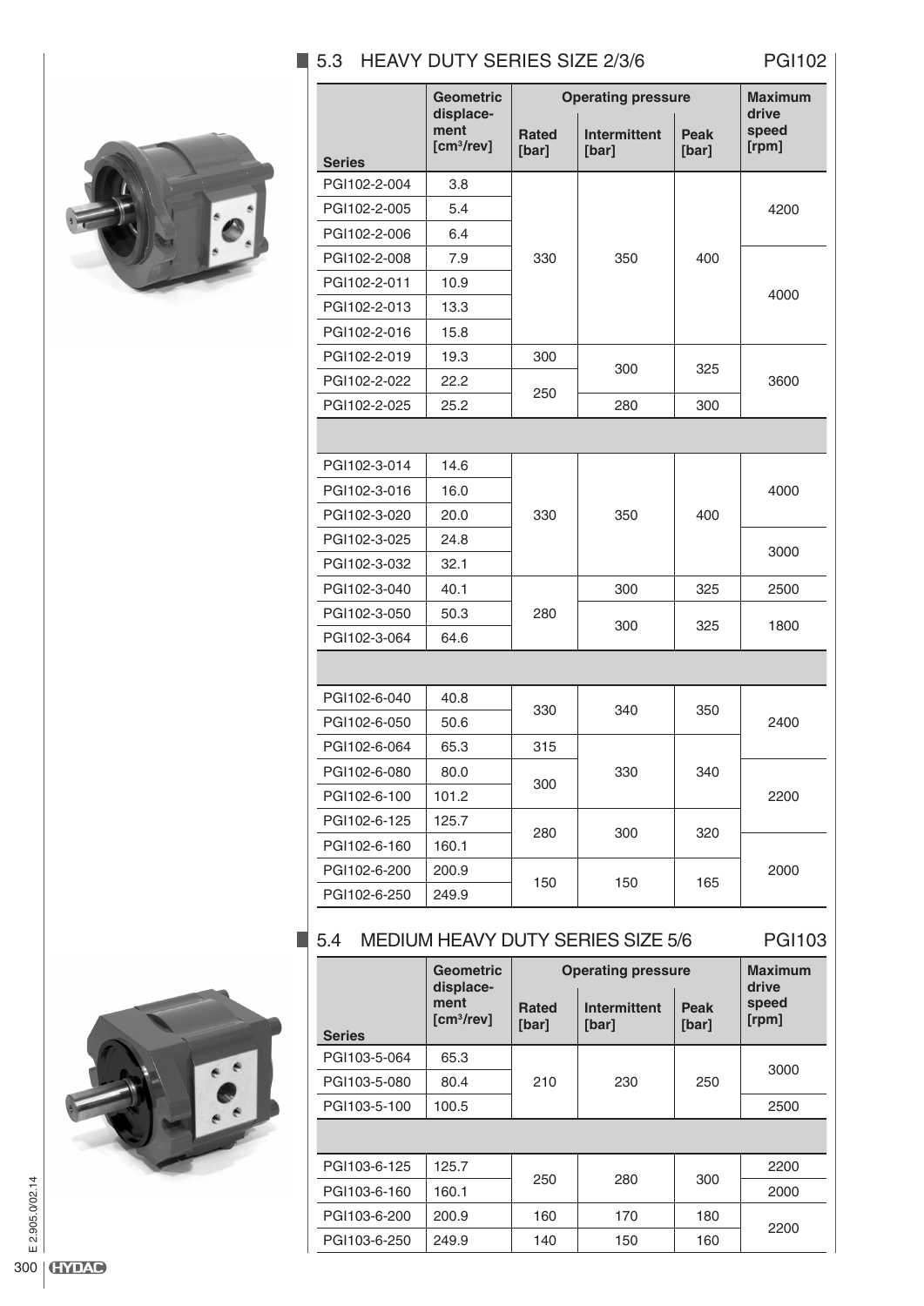## 5.3 HEAVY DUTY SERIES SIZE 2/3/6 PGI102

| Series | Geometric displacement [cm³/rev] | Operating pressure Rated [bar] | Intermittent [bar] | Peak [bar] | Maximum drive speed [rpm] |
|---|---|---|---|---|---|
| PGI102-2-004 | 3.8 | 330 | 350 | 400 | 4200 |
| PGI102-2-005 | 5.4 | 330 | 350 | 400 | 4200 |
| PGI102-2-006 | 6.4 | 330 | 350 | 400 | 4200 |
| PGI102-2-008 | 7.9 | 330 | 350 | 400 | 4000 |
| PGI102-2-011 | 10.9 | 330 | 350 | 400 | 4000 |
| PGI102-2-013 | 13.3 | 330 | 350 | 400 | 4000 |
| PGI102-2-016 | 15.8 | 330 | 350 | 400 | 4000 |
| PGI102-2-019 | 19.3 | 300 | 300 | 325 | 3600 |
| PGI102-2-022 | 22.2 | 250 | 300 | 325 | 3600 |
| PGI102-2-025 | 25.2 | 250 | 280 | 300 | 3600 |
| | | | | | |
| PGI102-3-014 | 14.6 | 330 | 350 | 400 | 4000 |
| PGI102-3-016 | 16.0 | 330 | 350 | 400 | 4000 |
| PGI102-3-020 | 20.0 | 330 | 350 | 400 | 4000 |
| PGI102-3-025 | 24.8 | 330 | 350 | 400 | 3000 |
| PGI102-3-032 | 32.1 | 330 | 350 | 400 | 3000 |
| PGI102-3-040 | 40.1 | 280 | 300 | 325 | 2500 |
| PGI102-3-050 | 50.3 | 280 | 300 | 325 | 1800 |
| PGI102-3-064 | 64.6 | 280 | 300 | 325 | 1800 |
| | | | | | |
| PGI102-6-040 | 40.8 | 330 | 340 | 350 | 2400 |
| PGI102-6-050 | 50.6 | 330 | 340 | 350 | 2400 |
| PGI102-6-064 | 65.3 | 315 | 330 | 340 | 2400 |
| PGI102-6-080 | 80.0 | 300 | 330 | 340 | 2200 |
| PGI102-6-100 | 101.2 | 300 | 330 | 340 | 2200 |
| PGI102-6-125 | 125.7 | 280 | 300 | 320 | 2200 |
| PGI102-6-160 | 160.1 | 280 | 300 | 320 | 2000 |
| PGI102-6-200 | 200.9 | 150 | 150 | 165 | 2000 |
| PGI102-6-250 | 249.9 | 150 | 150 | 165 | 2000 |

## 5.4 MEDIUM HEAVY DUTY SERIES SIZE 5/6 PGI103

| Series | Geometric displacement [cm³/rev] | Operating pressure Rated [bar] | Intermittent [bar] | Peak [bar] | Maximum drive speed [rpm] |
|---|---|---|---|---|---|
| PGI103-5-064 | 65.3 | 210 | 230 | 250 | 3000 |
| PGI103-5-080 | 80.4 | 210 | 230 | 250 | 3000 |
| PGI103-5-100 | 100.5 | 210 | 230 | 250 | 2500 |
| | | | | | |
| PGI103-6-125 | 125.7 | 250 | 280 | 300 | 2200 |
| PGI103-6-160 | 160.1 | 250 | 280 | 300 | 2000 |
| PGI103-6-200 | 200.9 | 160 | 170 | 180 | 2200 |
| PGI103-6-250 | 249.9 | 140 | 150 | 160 | 2200 |

E 2.905.0/02.14